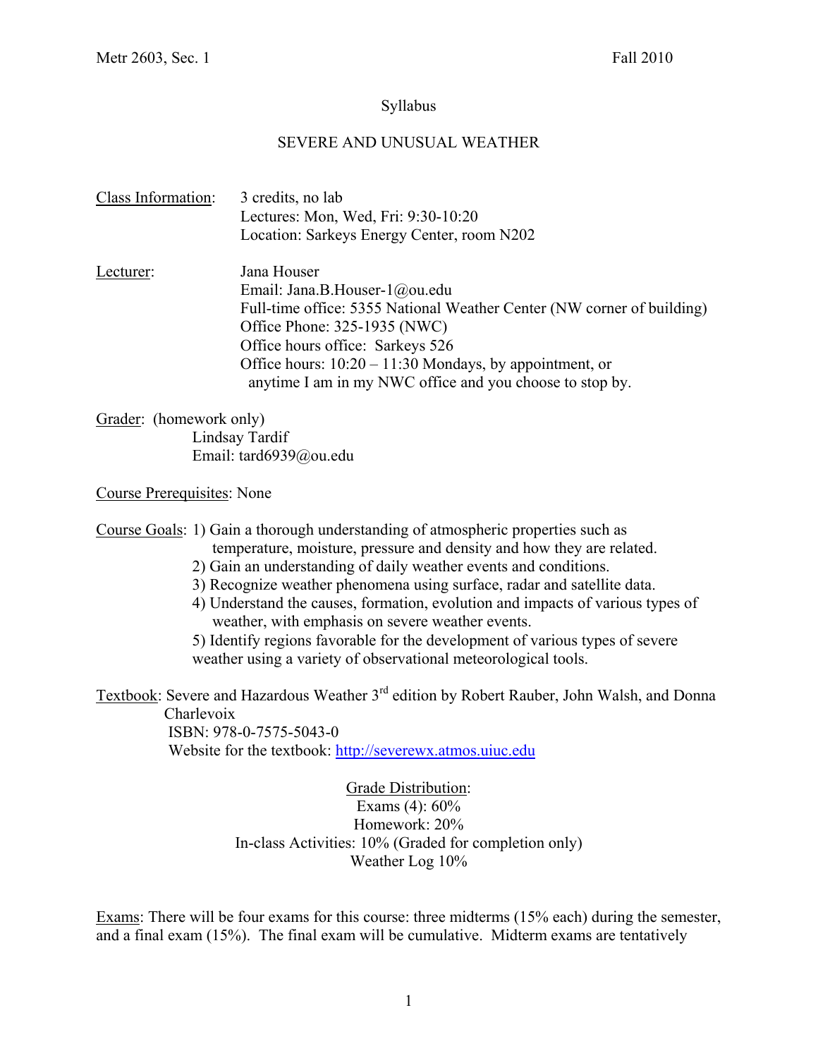Metr 2603, Sec. 1 Fall 2010

Syllabus

# SEVERE AND UNUSUAL WEATHER

Class Information: 3 credits, no lab
Lectures: Mon, Wed, Fri: 9:30-10:20
Location: Sarkeys Energy Center, room N202

Lecturer: Jana Houser
Email: Jana.B.Houser-1@ou.edu
Full-time office: 5355 National Weather Center (NW corner of building)
Office Phone: 325-1935 (NWC)
Office hours office: Sarkeys 526
Office hours: 10:20 – 11:30 Mondays, by appointment, or anytime I am in my NWC office and you choose to stop by.

Grader: (homework only)
Lindsay Tardif
Email: tard6939@ou.edu

Course Prerequisites: None

Course Goals:
1) Gain a thorough understanding of atmospheric properties such as temperature, moisture, pressure and density and how they are related.
2) Gain an understanding of daily weather events and conditions.
3) Recognize weather phenomena using surface, radar and satellite data.
4) Understand the causes, formation, evolution and impacts of various types of weather, with emphasis on severe weather events.
5) Identify regions favorable for the development of various types of severe weather using a variety of observational meteorological tools.

Textbook: Severe and Hazardous Weather 3rd edition by Robert Rauber, John Walsh, and Donna Charlevoix
ISBN: 978-0-7575-5043-0
Website for the textbook: http://severewx.atmos.uiuc.edu

Grade Distribution:
Exams (4): 60%
Homework: 20%
In-class Activities: 10% (Graded for completion only)
Weather Log 10%

Exams: There will be four exams for this course: three midterms (15% each) during the semester, and a final exam (15%). The final exam will be cumulative. Midterm exams are tentatively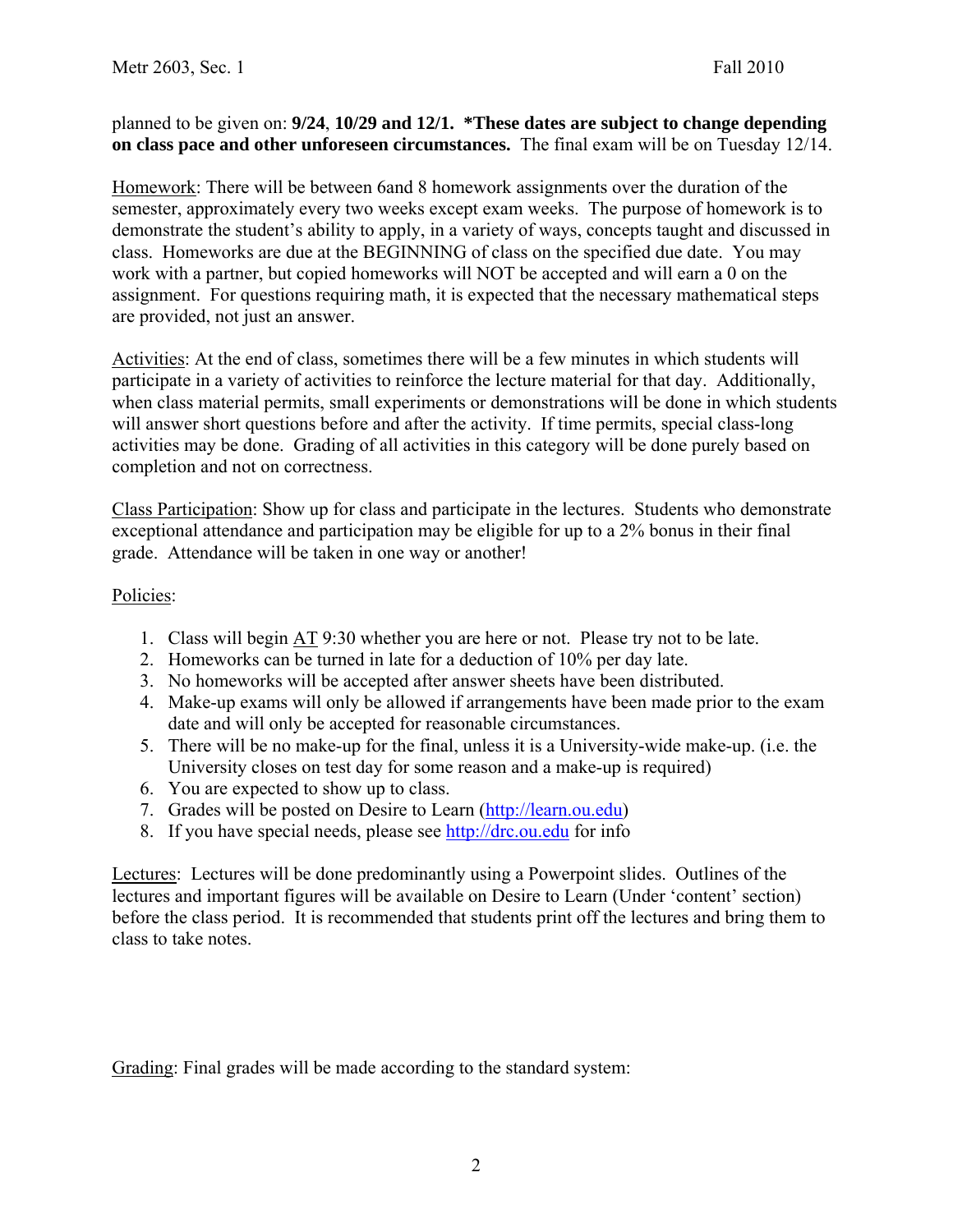planned to be given on: **9/24**, **10/29 and 12/1. *These dates are subject to change depending on class pace and other unforeseen circumstances.** The final exam will be on Tuesday 12/14.

Homework: There will be between 6and 8 homework assignments over the duration of the semester, approximately every two weeks except exam weeks. The purpose of homework is to demonstrate the student's ability to apply, in a variety of ways, concepts taught and discussed in class. Homeworks are due at the BEGINNING of class on the specified due date. You may work with a partner, but copied homeworks will NOT be accepted and will earn a 0 on the assignment. For questions requiring math, it is expected that the necessary mathematical steps are provided, not just an answer.

Activities: At the end of class, sometimes there will be a few minutes in which students will participate in a variety of activities to reinforce the lecture material for that day. Additionally, when class material permits, small experiments or demonstrations will be done in which students will answer short questions before and after the activity. If time permits, special class-long activities may be done. Grading of all activities in this category will be done purely based on completion and not on correctness.

Class Participation: Show up for class and participate in the lectures. Students who demonstrate exceptional attendance and participation may be eligible for up to a 2% bonus in their final grade. Attendance will be taken in one way or another!

Policies:

1. Class will begin AT 9:30 whether you are here or not. Please try not to be late.
2. Homeworks can be turned in late for a deduction of 10% per day late.
3. No homeworks will be accepted after answer sheets have been distributed.
4. Make-up exams will only be allowed if arrangements have been made prior to the exam date and will only be accepted for reasonable circumstances.
5. There will be no make-up for the final, unless it is a University-wide make-up. (i.e. the University closes on test day for some reason and a make-up is required)
6. You are expected to show up to class.
7. Grades will be posted on Desire to Learn (http://learn.ou.edu)
8. If you have special needs, please see http://drc.ou.edu for info

Lectures: Lectures will be done predominantly using a Powerpoint slides. Outlines of the lectures and important figures will be available on Desire to Learn (Under 'content' section) before the class period. It is recommended that students print off the lectures and bring them to class to take notes.

Grading: Final grades will be made according to the standard system: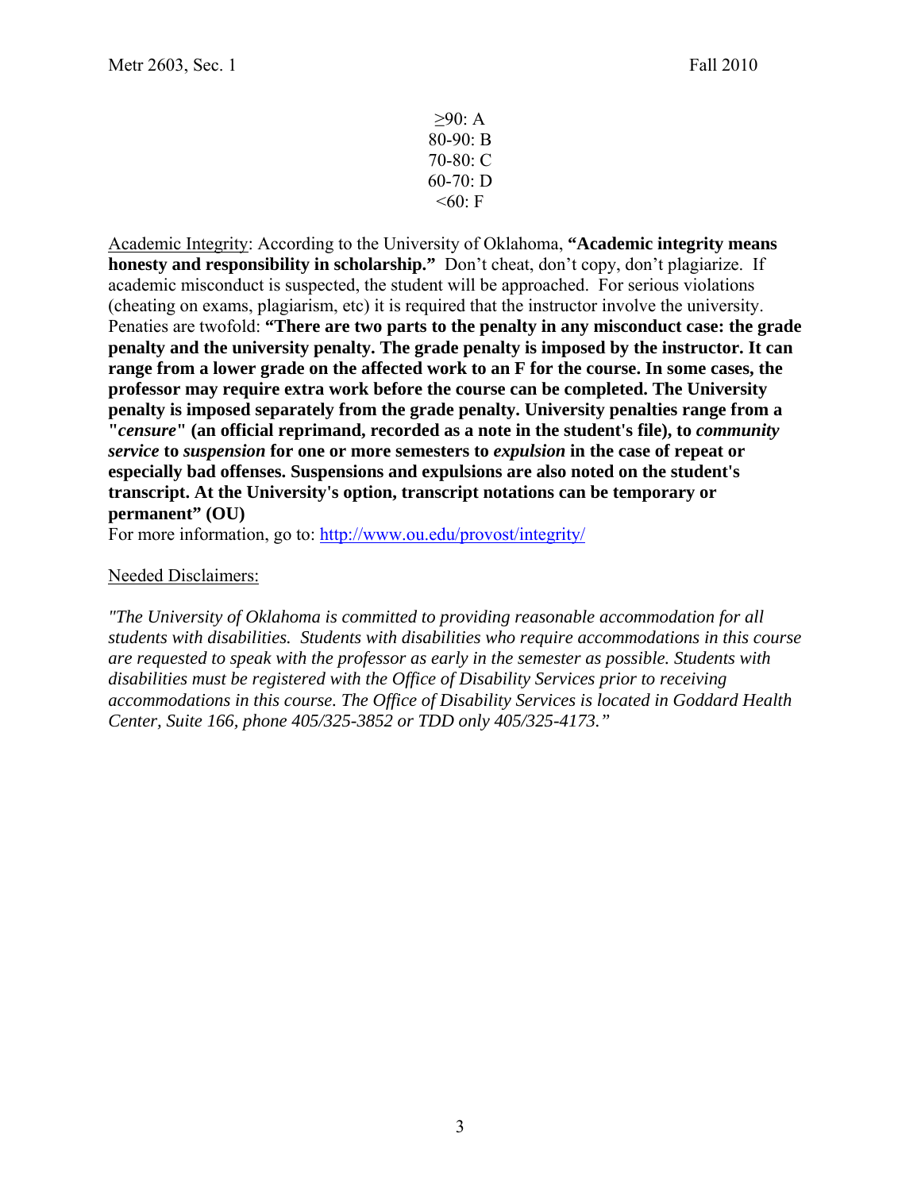$\geq$90: A
80-90: B
70-80: C
60-70: D
<60: F

Academic Integrity: According to the University of Oklahoma, **"Academic integrity means honesty and responsibility in scholarship."** Don't cheat, don't copy, don't plagiarize. If academic misconduct is suspected, the student will be approached. For serious violations (cheating on exams, plagiarism, etc) it is required that the instructor involve the university. Penaties are twofold: **"There are two parts to the penalty in any misconduct case: the grade penalty and the university penalty. The grade penalty is imposed by the instructor. It can range from a lower grade on the affected work to an F for the course. In some cases, the professor may require extra work before the course can be completed. The University penalty is imposed separately from the grade penalty. University penalties range from a "*censure*" (an official reprimand, recorded as a note in the student's file), to *community service* to *suspension* for one or more semesters to *expulsion* in the case of repeat or especially bad offenses. Suspensions and expulsions are also noted on the student's transcript. At the University's option, transcript notations can be temporary or permanent" (OU)**

For more information, go to: http://www.ou.edu/provost/integrity/

Needed Disclaimers:

*"The University of Oklahoma is committed to providing reasonable accommodation for all students with disabilities. Students with disabilities who require accommodations in this course are requested to speak with the professor as early in the semester as possible. Students with disabilities must be registered with the Office of Disability Services prior to receiving accommodations in this course. The Office of Disability Services is located in Goddard Health Center, Suite 166, phone 405/325-3852 or TDD only 405/325-4173."*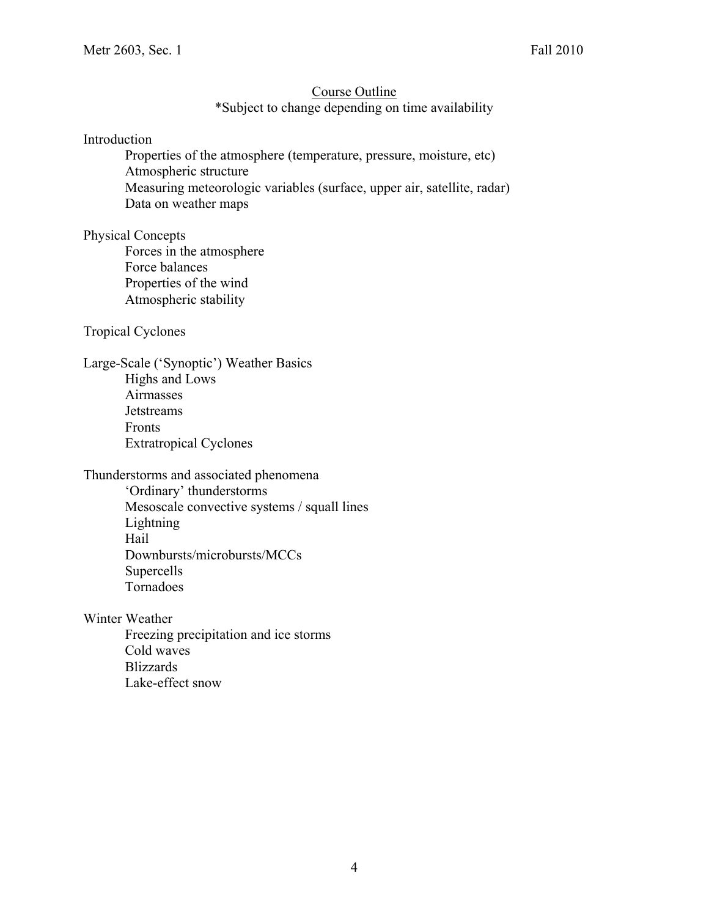## Course Outline

*Subject to change depending on time availability

### Introduction

- Properties of the atmosphere (temperature, pressure, moisture, etc)
- Atmospheric structure
- Measuring meteorologic variables (surface, upper air, satellite, radar)
- Data on weather maps

### Physical Concepts

- Forces in the atmosphere
- Force balances
- Properties of the wind
- Atmospheric stability

### Tropical Cyclones

### Large-Scale ('Synoptic') Weather Basics

- Highs and Lows
- Airmasses
- Jetstreams
- Fronts
- Extratropical Cyclones

### Thunderstorms and associated phenomena

- 'Ordinary' thunderstorms
- Mesoscale convective systems / squall lines
- Lightning
- Hail
- Downbursts/microbursts/MCCs
- Supercells
- Tornadoes

### Winter Weather

- Freezing precipitation and ice storms
- Cold waves
- Blizzards
- Lake-effect snow